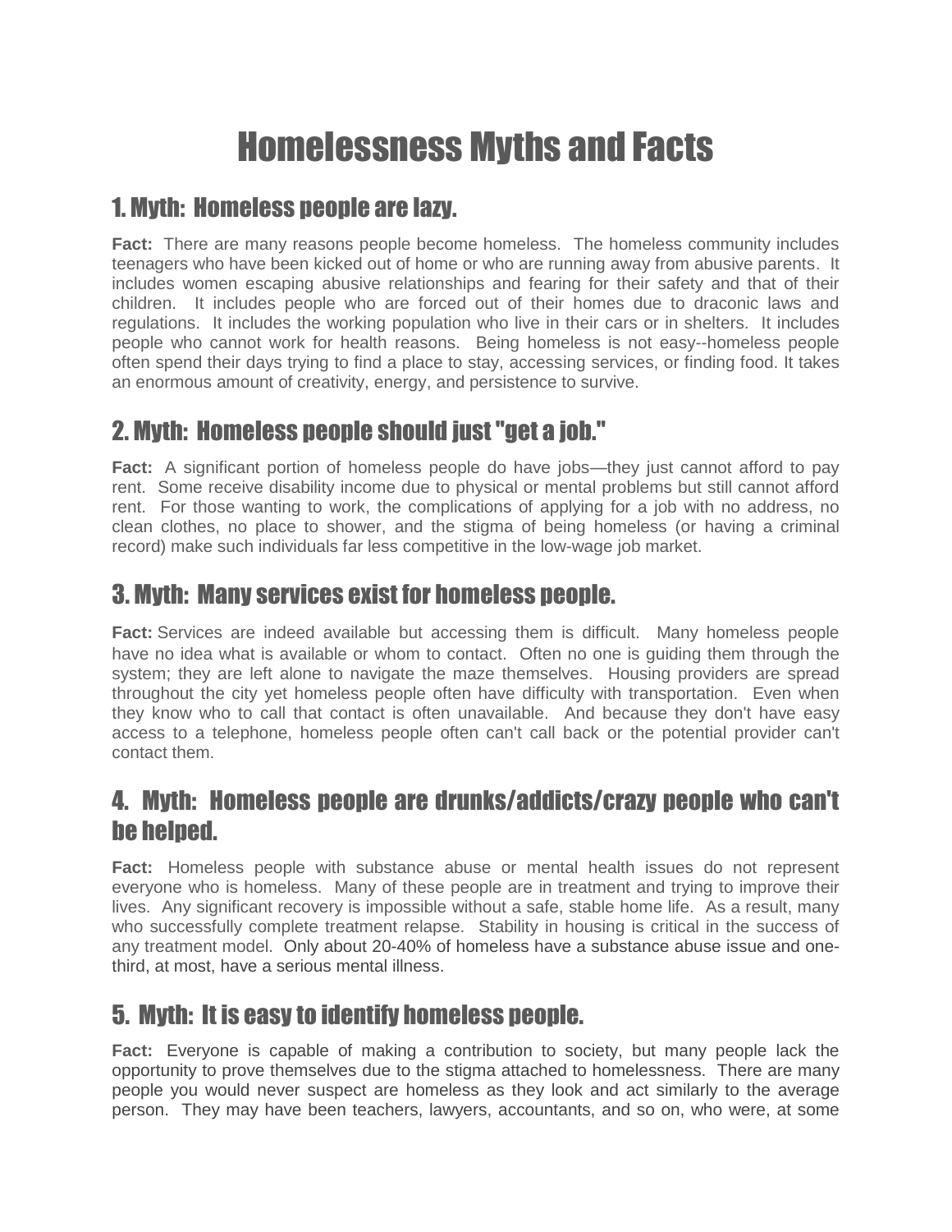# Homelessness Myths and Facts

## 1. Myth: Homeless people are lazy.

**Fact:** There are many reasons people become homeless. The homeless community includes teenagers who have been kicked out of home or who are running away from abusive parents. It includes women escaping abusive relationships and fearing for their safety and that of their children. It includes people who are forced out of their homes due to draconic laws and regulations. It includes the working population who live in their cars or in shelters. It includes people who cannot work for health reasons. Being homeless is not easy--homeless people often spend their days trying to find a place to stay, accessing services, or finding food. It takes an enormous amount of creativity, energy, and persistence to survive.

## 2. Myth: Homeless people should just "get a job."

**Fact:** A significant portion of homeless people do have jobs—they just cannot afford to pay rent. Some receive disability income due to physical or mental problems but still cannot afford rent. For those wanting to work, the complications of applying for a job with no address, no clean clothes, no place to shower, and the stigma of being homeless (or having a criminal record) make such individuals far less competitive in the low-wage job market.

## 3. Myth: Many services exist for homeless people.

**Fact:** Services are indeed available but accessing them is difficult. Many homeless people have no idea what is available or whom to contact. Often no one is guiding them through the system; they are left alone to navigate the maze themselves. Housing providers are spread throughout the city yet homeless people often have difficulty with transportation. Even when they know who to call that contact is often unavailable. And because they don't have easy access to a telephone, homeless people often can't call back or the potential provider can't contact them.

## 4. Myth: Homeless people are drunks/addicts/crazy people who can't be helped.

**Fact:** Homeless people with substance abuse or mental health issues do not represent everyone who is homeless. Many of these people are in treatment and trying to improve their lives. Any significant recovery is impossible without a safe, stable home life. As a result, many who successfully complete treatment relapse. Stability in housing is critical in the success of any treatment model. Only about 20-40% of homeless have a substance abuse issue and one-third, at most, have a serious mental illness.

## 5. Myth: It is easy to identify homeless people.

**Fact:** Everyone is capable of making a contribution to society, but many people lack the opportunity to prove themselves due to the stigma attached to homelessness. There are many people you would never suspect are homeless as they look and act similarly to the average person. They may have been teachers, lawyers, accountants, and so on, who were, at some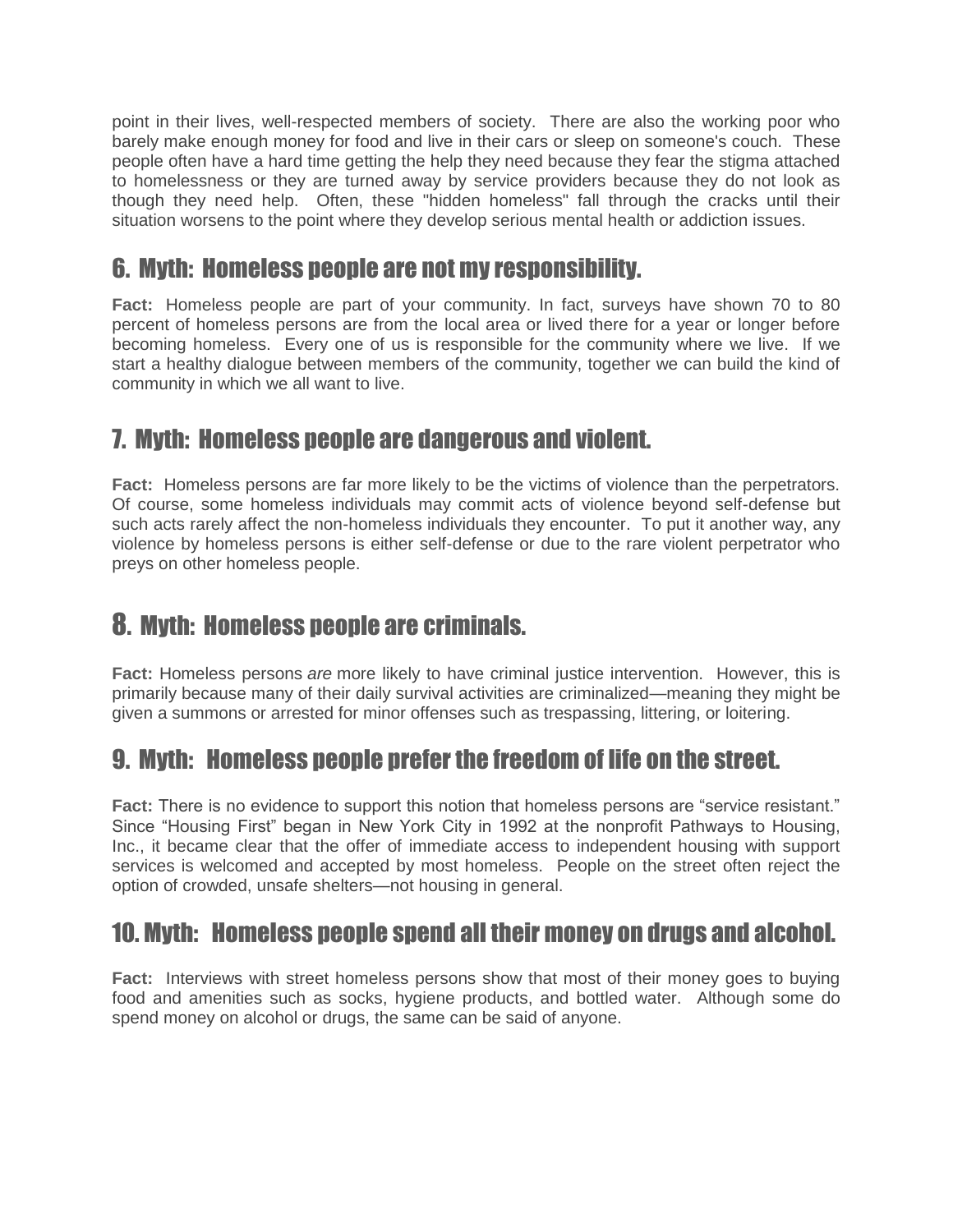point in their lives, well-respected members of society. There are also the working poor who barely make enough money for food and live in their cars or sleep on someone's couch. These people often have a hard time getting the help they need because they fear the stigma attached to homelessness or they are turned away by service providers because they do not look as though they need help. Often, these "hidden homeless" fall through the cracks until their situation worsens to the point where they develop serious mental health or addiction issues.

## 6. Myth: Homeless people are not my responsibility.

**Fact:** Homeless people are part of your community. In fact, surveys have shown 70 to 80 percent of homeless persons are from the local area or lived there for a year or longer before becoming homeless. Every one of us is responsible for the community where we live. If we start a healthy dialogue between members of the community, together we can build the kind of community in which we all want to live.

## 7. Myth: Homeless people are dangerous and violent.

**Fact:** Homeless persons are far more likely to be the victims of violence than the perpetrators. Of course, some homeless individuals may commit acts of violence beyond self-defense but such acts rarely affect the non-homeless individuals they encounter. To put it another way, any violence by homeless persons is either self-defense or due to the rare violent perpetrator who preys on other homeless people.

## 8. Myth: Homeless people are criminals.

**Fact:** Homeless persons *are* more likely to have criminal justice intervention. However, this is primarily because many of their daily survival activities are criminalized—meaning they might be given a summons or arrested for minor offenses such as trespassing, littering, or loitering.

## 9. Myth: Homeless people prefer the freedom of life on the street.

**Fact:** There is no evidence to support this notion that homeless persons are "service resistant." Since "Housing First" began in New York City in 1992 at the nonprofit Pathways to Housing, Inc., it became clear that the offer of immediate access to independent housing with support services is welcomed and accepted by most homeless. People on the street often reject the option of crowded, unsafe shelters—not housing in general.

## 10. Myth: Homeless people spend all their money on drugs and alcohol.

**Fact:** Interviews with street homeless persons show that most of their money goes to buying food and amenities such as socks, hygiene products, and bottled water. Although some do spend money on alcohol or drugs, the same can be said of anyone.